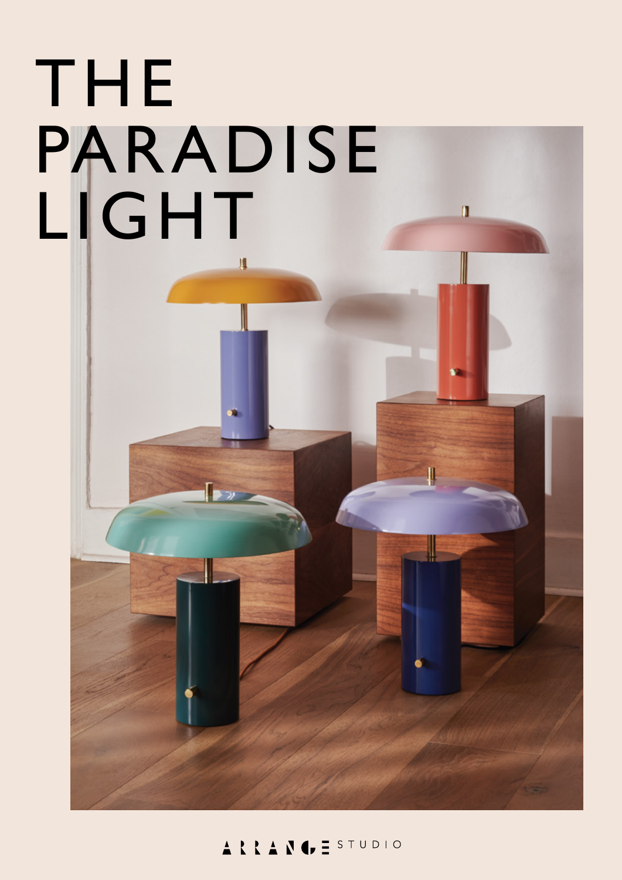# THE PARADISE LIGHT

ARRANGE STUDIO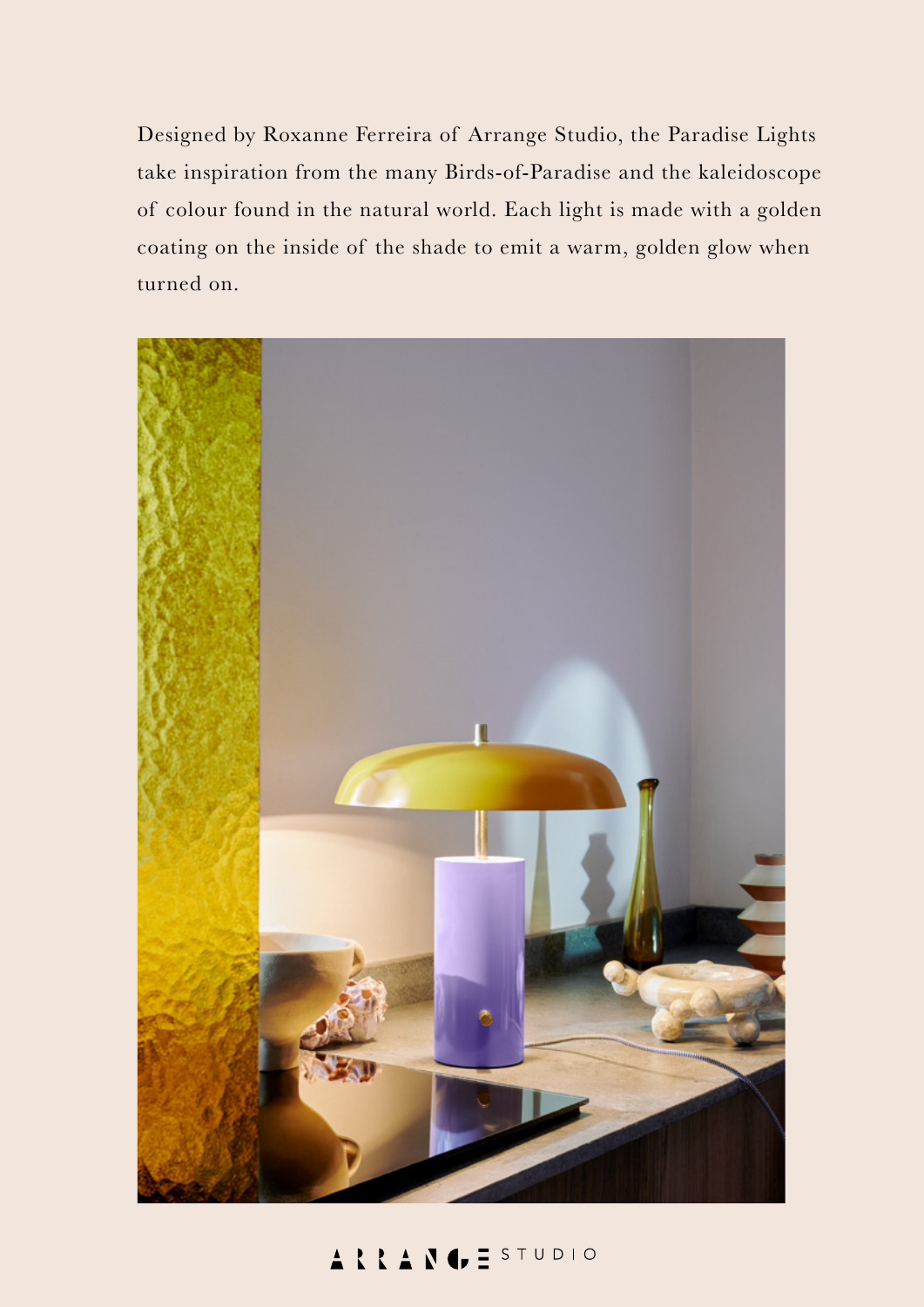Designed by Roxanne Ferreira of Arrange Studio, the Paradise Lights take inspiration from the many Birds-of-Paradise and the kaleidoscope of colour found in the natural world. Each light is made with a golden coating on the inside of the shade to emit a warm, golden glow when turned on.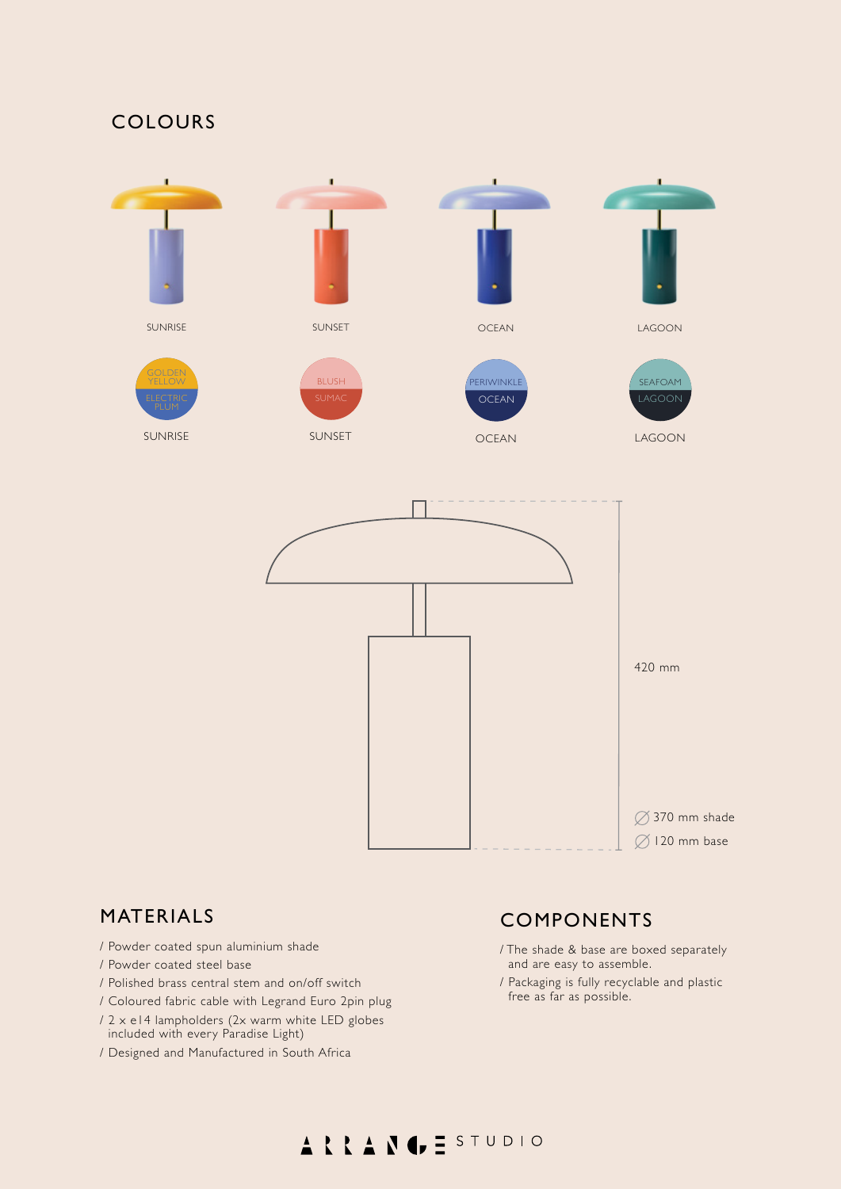## COLOURS

SUNRISE

SUNSET

OCEAN

LAGOON

GOLDEN YELLOW
ELECTRIC PLUM

SUNRISE

BLUSH
SUMAC

SUNSET

PERIWINKLE
OCEAN

OCEAN

SEAFOAM
LAGOON

LAGOON

420 mm

∅ 370 mm shade

∅ 120 mm base

## MATERIALS

/ Powder coated spun aluminium shade
/ Powder coated steel base
/ Polished brass central stem and on/off switch
/ Coloured fabric cable with Legrand Euro 2pin plug
/ 2 x e14 lampholders (2x warm white LED globes included with every Paradise Light)
/ Designed and Manufactured in South Africa

## COMPONENTS

/ The shade & base are boxed separately and are easy to assemble.
/ Packaging is fully recyclable and plastic free as far as possible.

ARRANGE STUDIO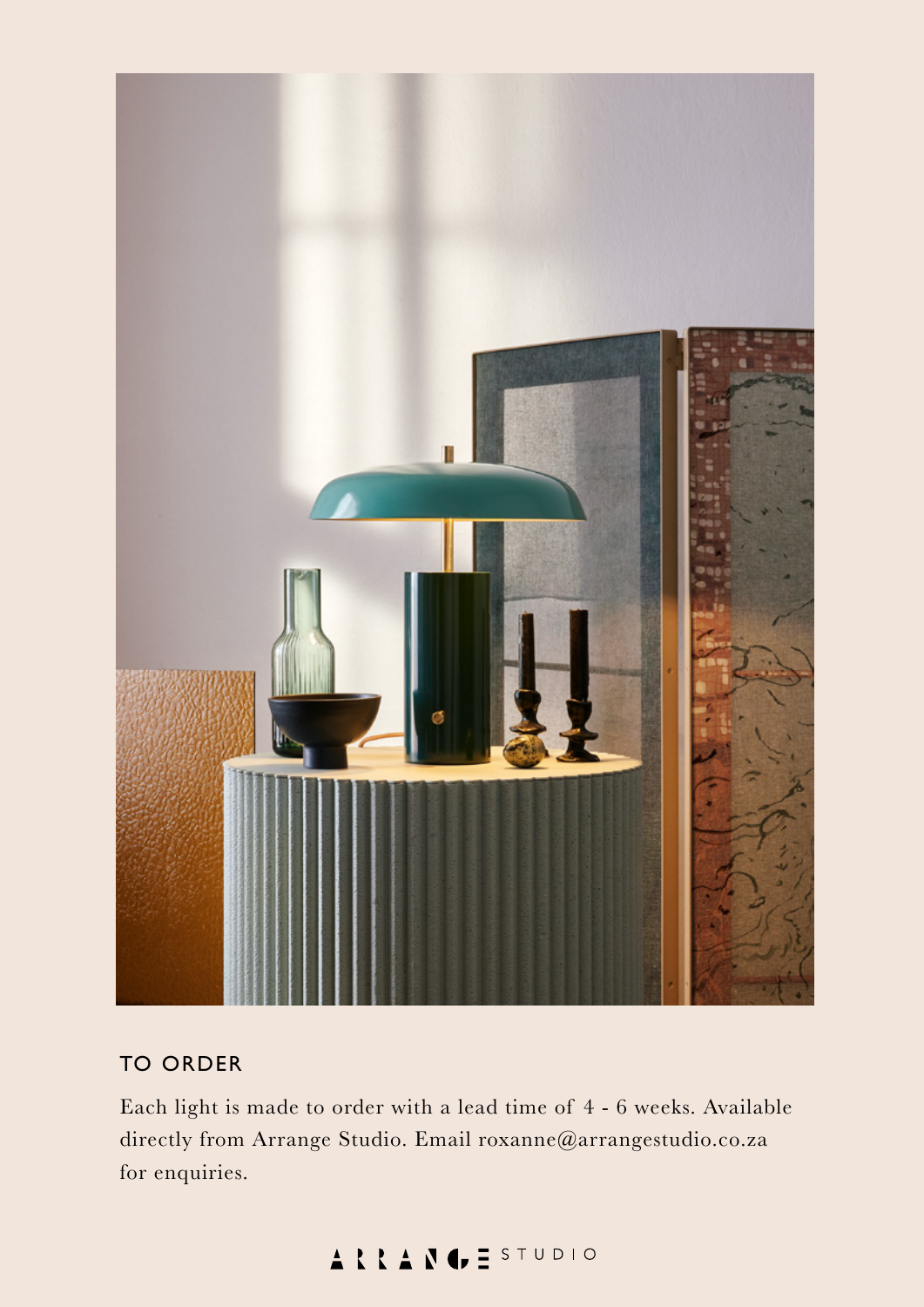## TO ORDER

Each light is made to order with a lead time of 4 - 6 weeks. Available directly from Arrange Studio. Email roxanne@arrangestudio.co.za for enquiries.

ARRANGE STUDIO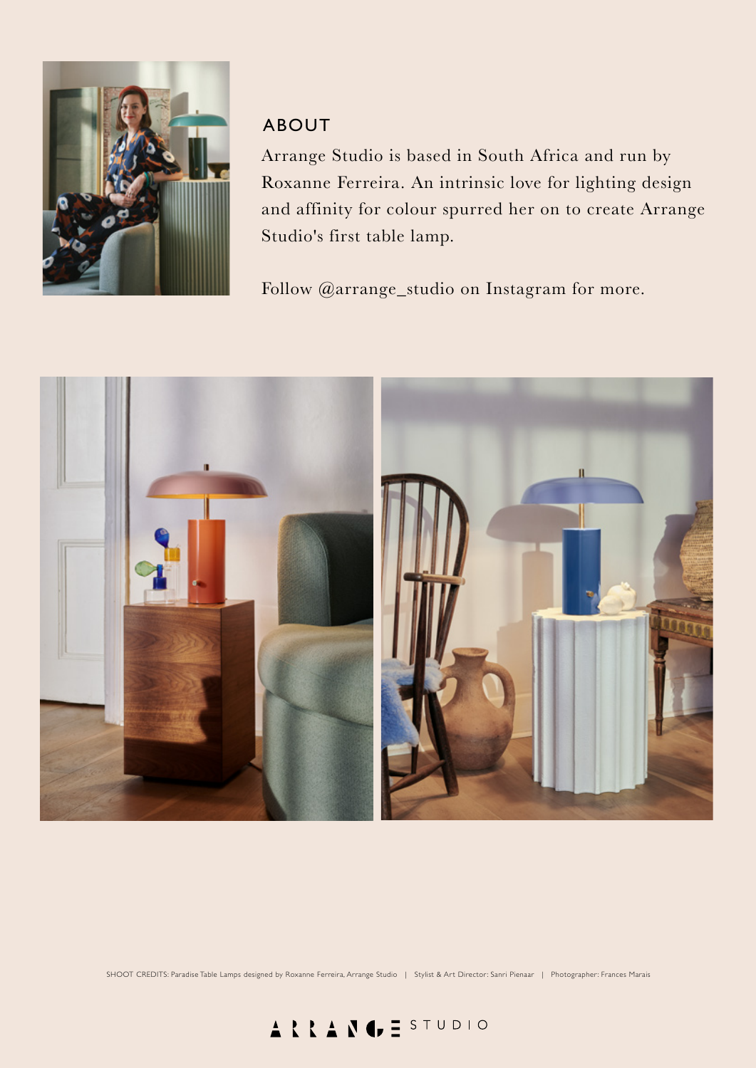## ABOUT

Arrange Studio is based in South Africa and run by Roxanne Ferreira. An intrinsic love for lighting design and affinity for colour spurred her on to create Arrange Studio's first table lamp.

Follow @arrange_studio on Instagram for more.

SHOOT CREDITS: Paradise Table Lamps designed by Roxanne Ferreira, Arrange Studio | Stylist & Art Director: Sanri Pienaar | Photographer: Frances Marais

ARRANGE STUDIO